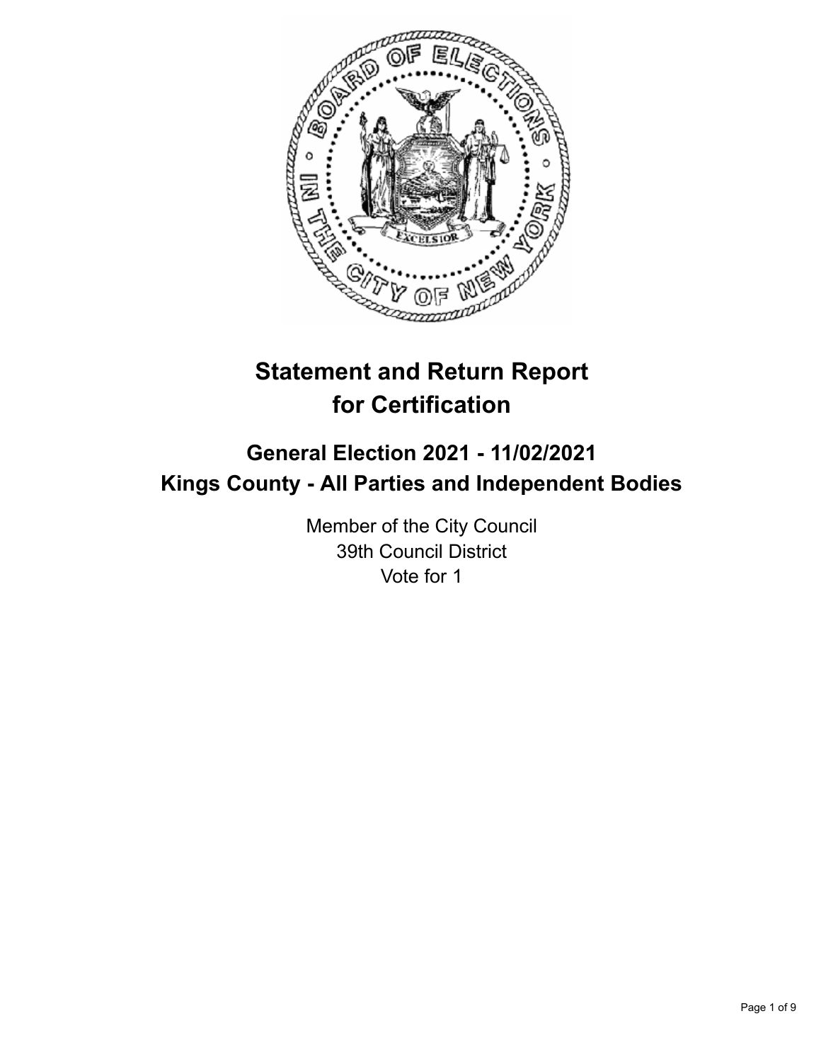# Statement and Return Report for Certification

## General Election 2021 - 11/02/2021
## Kings County - All Parties and Independent Bodies

Member of the City Council
39th Council District
Vote for 1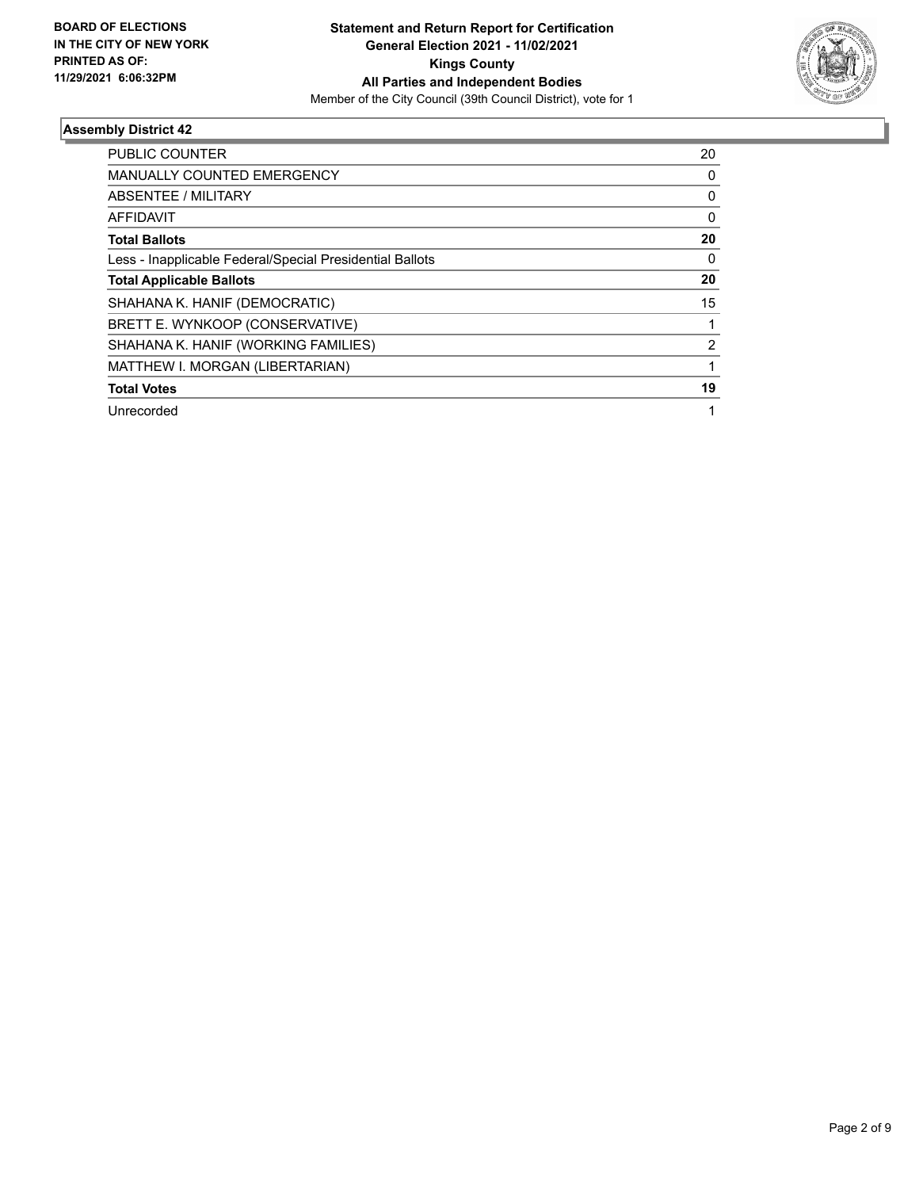BOARD OF ELECTIONS
IN THE CITY OF NEW YORK
PRINTED AS OF:
11/29/2021 6:06:32PM

**Statement and Return Report for Certification**
**General Election 2021 - 11/02/2021**
**Kings County**
**All Parties and Independent Bodies**
Member of the City Council (39th Council District), vote for 1

### Assembly District 42

| | |
|---|---|
| PUBLIC COUNTER | 20 |
| MANUALLY COUNTED EMERGENCY | 0 |
| ABSENTEE / MILITARY | 0 |
| AFFIDAVIT | 0 |
| **Total Ballots** | **20** |
| Less - Inapplicable Federal/Special Presidential Ballots | 0 |
| **Total Applicable Ballots** | **20** |
| SHAHANA K. HANIF (DEMOCRATIC) | 15 |
| BRETT E. WYNKOOP (CONSERVATIVE) | 1 |
| SHAHANA K. HANIF (WORKING FAMILIES) | 2 |
| MATTHEW I. MORGAN (LIBERTARIAN) | 1 |
| **Total Votes** | **19** |
| Unrecorded | 1 |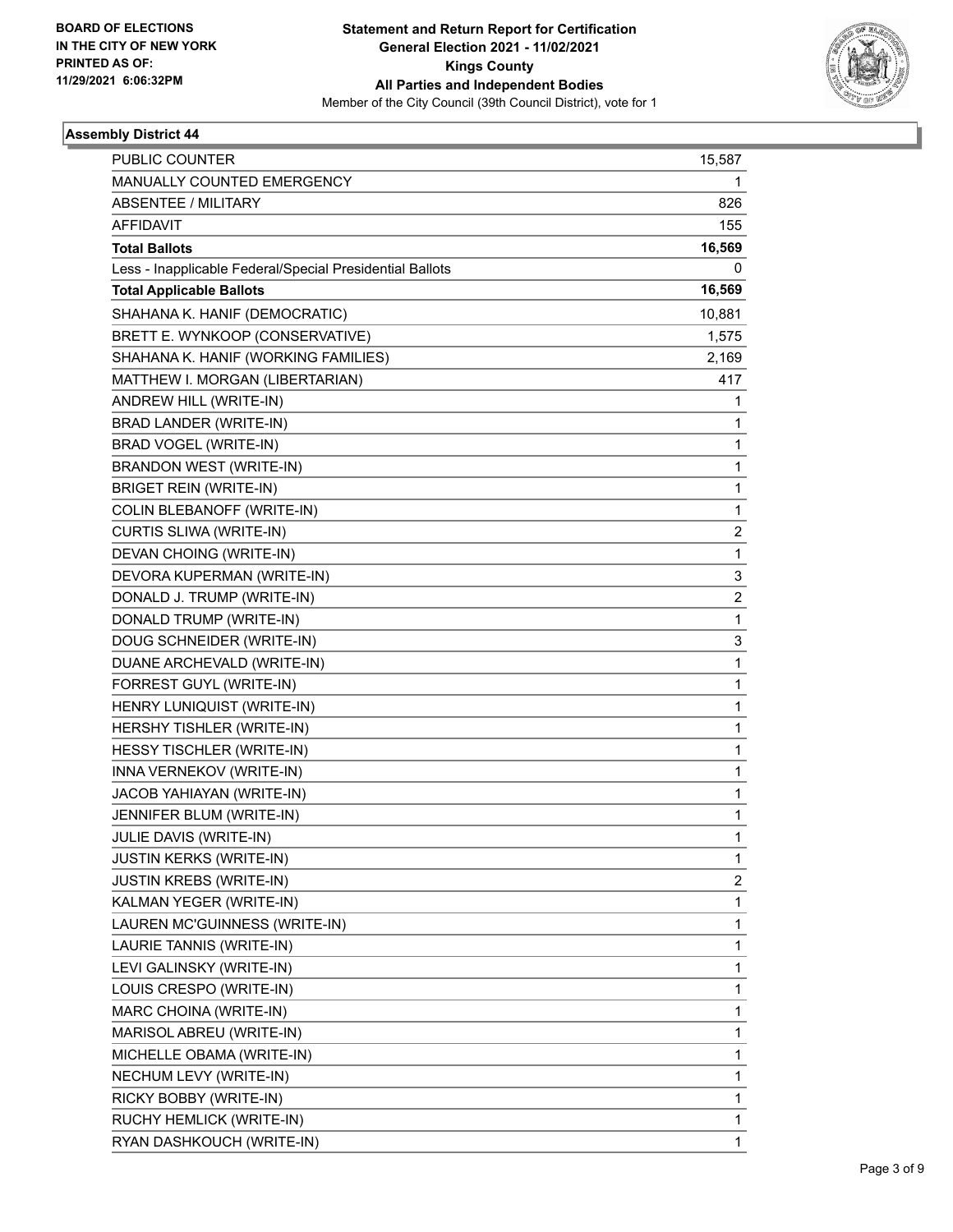BOARD OF ELECTIONS
IN THE CITY OF NEW YORK
PRINTED AS OF:
11/29/2021 6:06:32PM

**Statement and Return Report for Certification**
**General Election 2021 - 11/02/2021**
**Kings County**
**All Parties and Independent Bodies**
Member of the City Council (39th Council District), vote for 1

### Assembly District 44

| | |
|---|---|
| PUBLIC COUNTER | 15,587 |
| MANUALLY COUNTED EMERGENCY | 1 |
| ABSENTEE / MILITARY | 826 |
| AFFIDAVIT | 155 |
| **Total Ballots** | **16,569** |
| Less - Inapplicable Federal/Special Presidential Ballots | 0 |
| **Total Applicable Ballots** | **16,569** |
| SHAHANA K. HANIF (DEMOCRATIC) | 10,881 |
| BRETT E. WYNKOOP (CONSERVATIVE) | 1,575 |
| SHAHANA K. HANIF (WORKING FAMILIES) | 2,169 |
| MATTHEW I. MORGAN (LIBERTARIAN) | 417 |
| ANDREW HILL (WRITE-IN) | 1 |
| BRAD LANDER (WRITE-IN) | 1 |
| BRAD VOGEL (WRITE-IN) | 1 |
| BRANDON WEST (WRITE-IN) | 1 |
| BRIGET REIN (WRITE-IN) | 1 |
| COLIN BLEBANOFF (WRITE-IN) | 1 |
| CURTIS SLIWA (WRITE-IN) | 2 |
| DEVAN CHOING (WRITE-IN) | 1 |
| DEVORA KUPERMAN (WRITE-IN) | 3 |
| DONALD J. TRUMP (WRITE-IN) | 2 |
| DONALD TRUMP (WRITE-IN) | 1 |
| DOUG SCHNEIDER (WRITE-IN) | 3 |
| DUANE ARCHEVALD (WRITE-IN) | 1 |
| FORREST GUYL (WRITE-IN) | 1 |
| HENRY LUNIQUIST (WRITE-IN) | 1 |
| HERSHY TISHLER (WRITE-IN) | 1 |
| HESSY TISCHLER (WRITE-IN) | 1 |
| INNA VERNEKOV (WRITE-IN) | 1 |
| JACOB YAHIAYAN (WRITE-IN) | 1 |
| JENNIFER BLUM (WRITE-IN) | 1 |
| JULIE DAVIS (WRITE-IN) | 1 |
| JUSTIN KERKS (WRITE-IN) | 1 |
| JUSTIN KREBS (WRITE-IN) | 2 |
| KALMAN YEGER (WRITE-IN) | 1 |
| LAUREN MC'GUINNESS (WRITE-IN) | 1 |
| LAURIE TANNIS (WRITE-IN) | 1 |
| LEVI GALINSKY (WRITE-IN) | 1 |
| LOUIS CRESPO (WRITE-IN) | 1 |
| MARC CHOINA (WRITE-IN) | 1 |
| MARISOL ABREU (WRITE-IN) | 1 |
| MICHELLE OBAMA (WRITE-IN) | 1 |
| NECHUM LEVY (WRITE-IN) | 1 |
| RICKY BOBBY (WRITE-IN) | 1 |
| RUCHY HEMLICK (WRITE-IN) | 1 |
| RYAN DASHKOUCH (WRITE-IN) | 1 |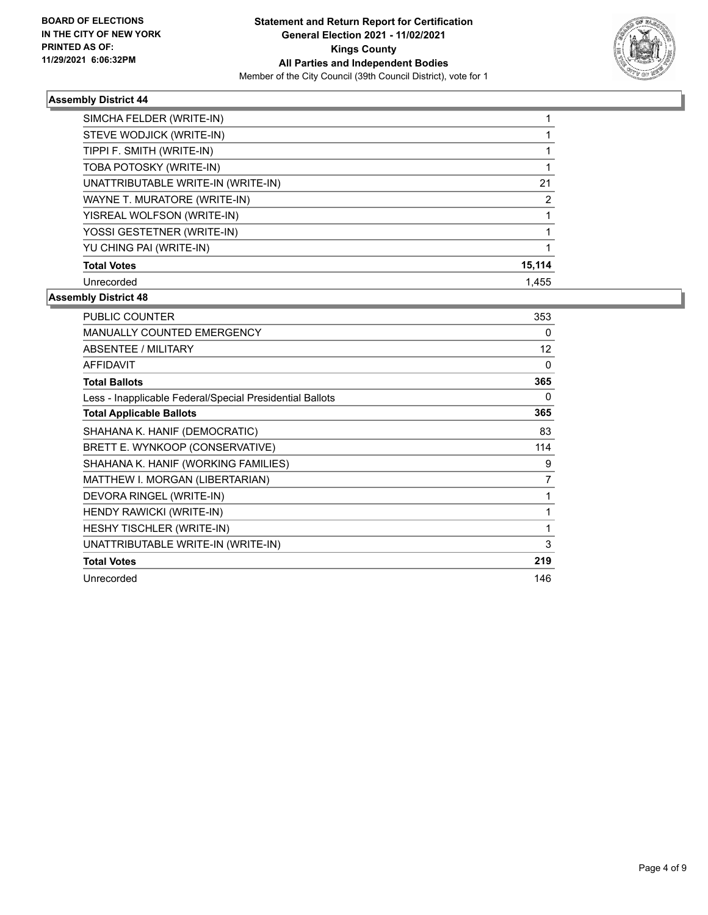**BOARD OF ELECTIONS IN THE CITY OF NEW YORK PRINTED AS OF: 11/29/2021 6:06:32PM**

**Statement and Return Report for Certification General Election 2021 - 11/02/2021 Kings County All Parties and Independent Bodies**

Member of the City Council (39th Council District), vote for 1

### Assembly District 44

| | |
|---|---|
| SIMCHA FELDER (WRITE-IN) | 1 |
| STEVE WODJICK (WRITE-IN) | 1 |
| TIPPI F. SMITH (WRITE-IN) | 1 |
| TOBA POTOSKY (WRITE-IN) | 1 |
| UNATTRIBUTABLE WRITE-IN (WRITE-IN) | 21 |
| WAYNE T. MURATORE (WRITE-IN) | 2 |
| YISREAL WOLFSON (WRITE-IN) | 1 |
| YOSSI GESTETNER (WRITE-IN) | 1 |
| YU CHING PAI (WRITE-IN) | 1 |
| **Total Votes** | **15,114** |
| Unrecorded | 1,455 |

### Assembly District 48

| | |
|---|---|
| PUBLIC COUNTER | 353 |
| MANUALLY COUNTED EMERGENCY | 0 |
| ABSENTEE / MILITARY | 12 |
| AFFIDAVIT | 0 |
| **Total Ballots** | **365** |
| Less - Inapplicable Federal/Special Presidential Ballots | 0 |
| **Total Applicable Ballots** | **365** |
| SHAHANA K. HANIF (DEMOCRATIC) | 83 |
| BRETT E. WYNKOOP (CONSERVATIVE) | 114 |
| SHAHANA K. HANIF (WORKING FAMILIES) | 9 |
| MATTHEW I. MORGAN (LIBERTARIAN) | 7 |
| DEVORA RINGEL (WRITE-IN) | 1 |
| HENDY RAWICKI (WRITE-IN) | 1 |
| HESHY TISCHLER (WRITE-IN) | 1 |
| UNATTRIBUTABLE WRITE-IN (WRITE-IN) | 3 |
| **Total Votes** | **219** |
| Unrecorded | 146 |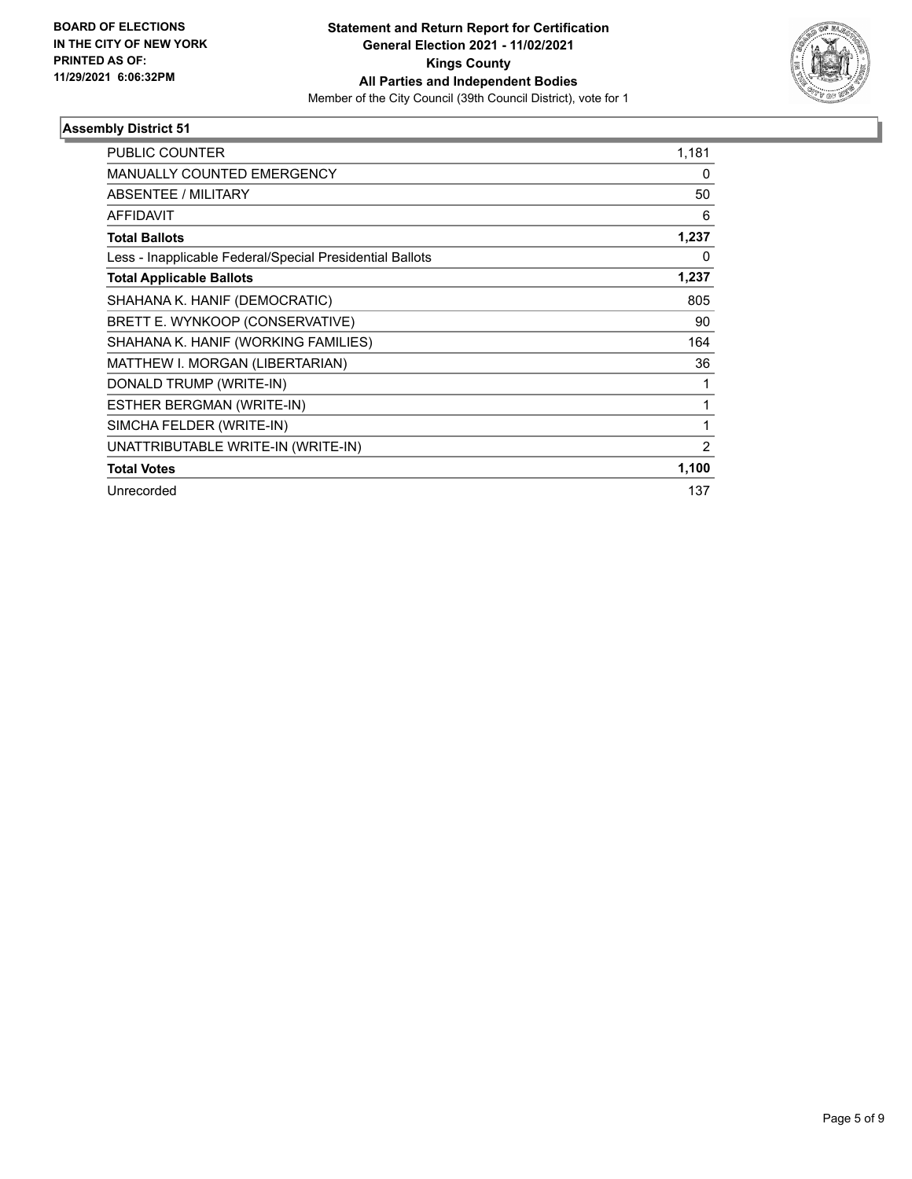**BOARD OF ELECTIONS IN THE CITY OF NEW YORK PRINTED AS OF: 11/29/2021 6:06:32PM**

**Statement and Return Report for Certification General Election 2021 - 11/02/2021 Kings County All Parties and Independent Bodies**

Member of the City Council (39th Council District), vote for 1

### Assembly District 51

| | |
|---|---|
| PUBLIC COUNTER | 1,181 |
| MANUALLY COUNTED EMERGENCY | 0 |
| ABSENTEE / MILITARY | 50 |
| AFFIDAVIT | 6 |
| **Total Ballots** | **1,237** |
| Less - Inapplicable Federal/Special Presidential Ballots | 0 |
| **Total Applicable Ballots** | **1,237** |
| SHAHANA K. HANIF (DEMOCRATIC) | 805 |
| BRETT E. WYNKOOP (CONSERVATIVE) | 90 |
| SHAHANA K. HANIF (WORKING FAMILIES) | 164 |
| MATTHEW I. MORGAN (LIBERTARIAN) | 36 |
| DONALD TRUMP (WRITE-IN) | 1 |
| ESTHER BERGMAN (WRITE-IN) | 1 |
| SIMCHA FELDER (WRITE-IN) | 1 |
| UNATTRIBUTABLE WRITE-IN (WRITE-IN) | 2 |
| **Total Votes** | **1,100** |
| Unrecorded | 137 |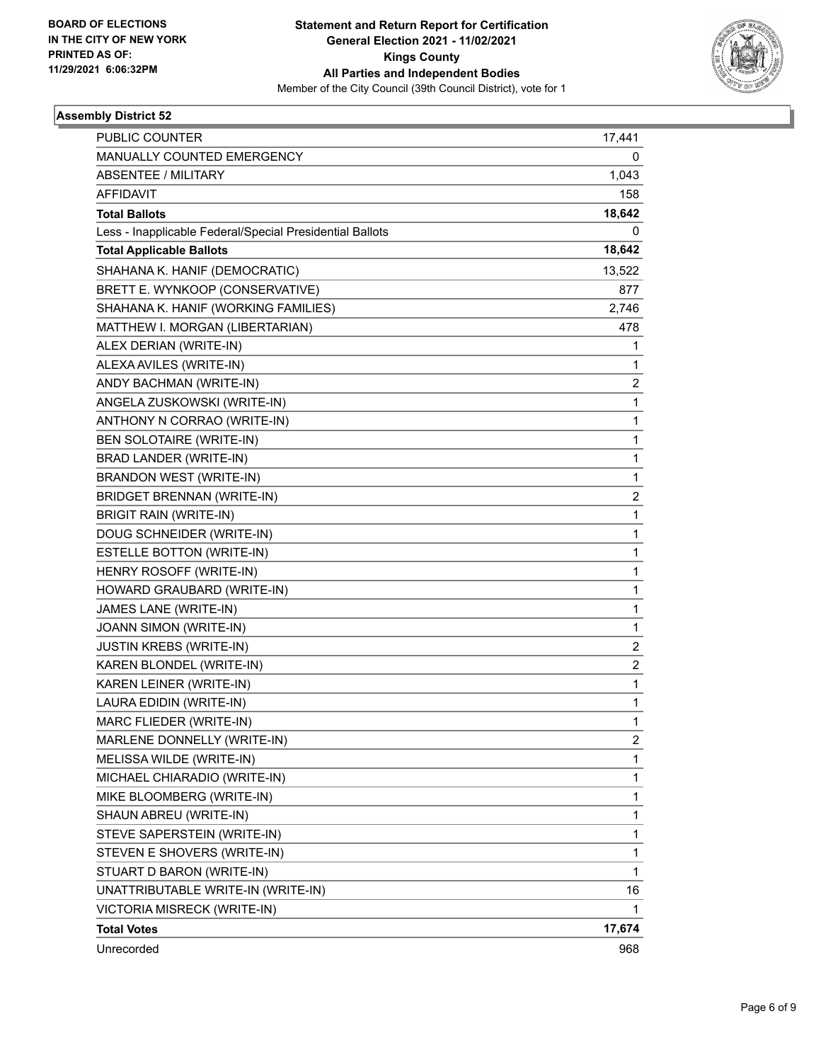BOARD OF ELECTIONS
IN THE CITY OF NEW YORK
PRINTED AS OF:
11/29/2021 6:06:32PM

**Statement and Return Report for Certification**
**General Election 2021 - 11/02/2021**
**Kings County**
**All Parties and Independent Bodies**
Member of the City Council (39th Council District), vote for 1

## Assembly District 52

| | |
|---|---|
| PUBLIC COUNTER | 17,441 |
| MANUALLY COUNTED EMERGENCY | 0 |
| ABSENTEE / MILITARY | 1,043 |
| AFFIDAVIT | 158 |
| **Total Ballots** | **18,642** |
| Less - Inapplicable Federal/Special Presidential Ballots | 0 |
| **Total Applicable Ballots** | **18,642** |
| SHAHANA K. HANIF (DEMOCRATIC) | 13,522 |
| BRETT E. WYNKOOP (CONSERVATIVE) | 877 |
| SHAHANA K. HANIF (WORKING FAMILIES) | 2,746 |
| MATTHEW I. MORGAN (LIBERTARIAN) | 478 |
| ALEX DERIAN (WRITE-IN) | 1 |
| ALEXA AVILES (WRITE-IN) | 1 |
| ANDY BACHMAN (WRITE-IN) | 2 |
| ANGELA ZUSKOWSKI (WRITE-IN) | 1 |
| ANTHONY N CORRAO (WRITE-IN) | 1 |
| BEN SOLOTAIRE (WRITE-IN) | 1 |
| BRAD LANDER (WRITE-IN) | 1 |
| BRANDON WEST (WRITE-IN) | 1 |
| BRIDGET BRENNAN (WRITE-IN) | 2 |
| BRIGIT RAIN (WRITE-IN) | 1 |
| DOUG SCHNEIDER (WRITE-IN) | 1 |
| ESTELLE BOTTON (WRITE-IN) | 1 |
| HENRY ROSOFF (WRITE-IN) | 1 |
| HOWARD GRAUBARD (WRITE-IN) | 1 |
| JAMES LANE (WRITE-IN) | 1 |
| JOANN SIMON (WRITE-IN) | 1 |
| JUSTIN KREBS (WRITE-IN) | 2 |
| KAREN BLONDEL (WRITE-IN) | 2 |
| KAREN LEINER (WRITE-IN) | 1 |
| LAURA EDIDIN (WRITE-IN) | 1 |
| MARC FLIEDER (WRITE-IN) | 1 |
| MARLENE DONNELLY (WRITE-IN) | 2 |
| MELISSA WILDE (WRITE-IN) | 1 |
| MICHAEL CHIARADIO (WRITE-IN) | 1 |
| MIKE BLOOMBERG (WRITE-IN) | 1 |
| SHAUN ABREU (WRITE-IN) | 1 |
| STEVE SAPERSTEIN (WRITE-IN) | 1 |
| STEVEN E SHOVERS (WRITE-IN) | 1 |
| STUART D BARON (WRITE-IN) | 1 |
| UNATTRIBUTABLE WRITE-IN (WRITE-IN) | 16 |
| VICTORIA MISRECK (WRITE-IN) | 1 |
| **Total Votes** | **17,674** |
| Unrecorded | 968 |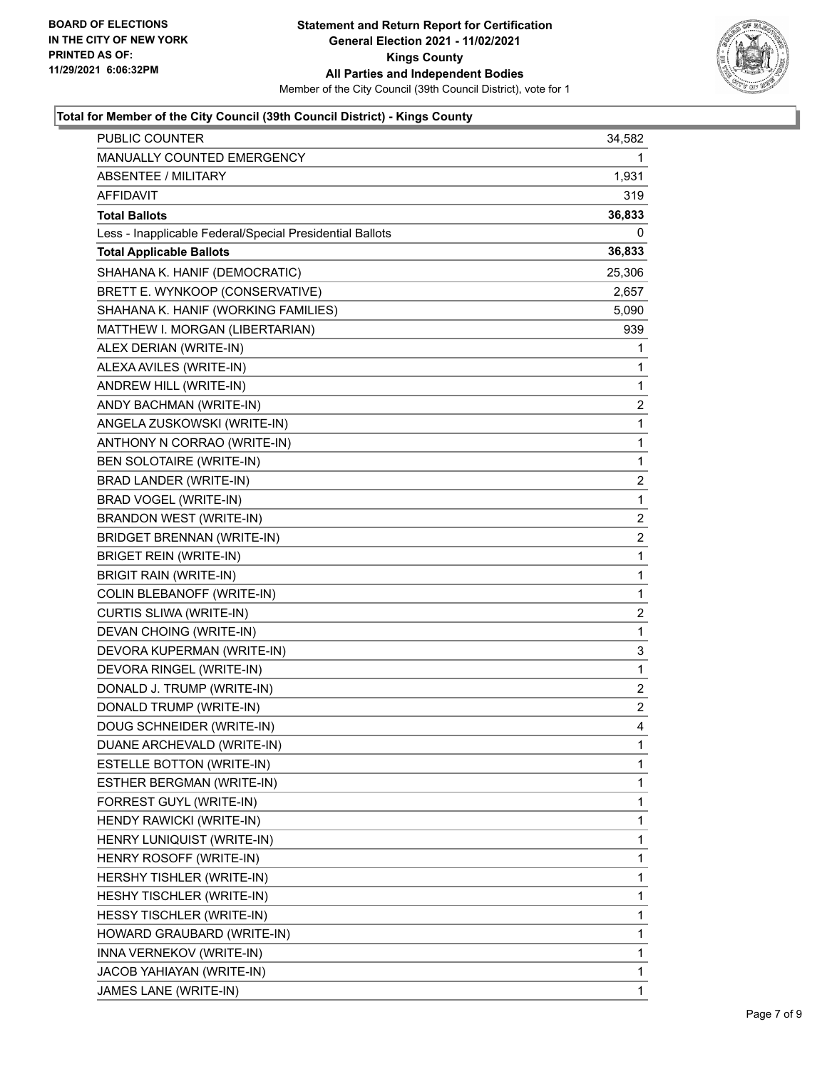**BOARD OF ELECTIONS IN THE CITY OF NEW YORK PRINTED AS OF: 11/29/2021 6:06:32PM**

**Statement and Return Report for Certification General Election 2021 - 11/02/2021 Kings County All Parties and Independent Bodies**

Member of the City Council (39th Council District), vote for 1

### Total for Member of the City Council (39th Council District) - Kings County

| | |
|---|---|
| PUBLIC COUNTER | 34,582 |
| MANUALLY COUNTED EMERGENCY | 1 |
| ABSENTEE / MILITARY | 1,931 |
| AFFIDAVIT | 319 |
| **Total Ballots** | **36,833** |
| Less - Inapplicable Federal/Special Presidential Ballots | 0 |
| **Total Applicable Ballots** | **36,833** |
| SHAHANA K. HANIF (DEMOCRATIC) | 25,306 |
| BRETT E. WYNKOOP (CONSERVATIVE) | 2,657 |
| SHAHANA K. HANIF (WORKING FAMILIES) | 5,090 |
| MATTHEW I. MORGAN (LIBERTARIAN) | 939 |
| ALEX DERIAN (WRITE-IN) | 1 |
| ALEXA AVILES (WRITE-IN) | 1 |
| ANDREW HILL (WRITE-IN) | 1 |
| ANDY BACHMAN (WRITE-IN) | 2 |
| ANGELA ZUSKOWSKI (WRITE-IN) | 1 |
| ANTHONY N CORRAO (WRITE-IN) | 1 |
| BEN SOLOTAIRE (WRITE-IN) | 1 |
| BRAD LANDER (WRITE-IN) | 2 |
| BRAD VOGEL (WRITE-IN) | 1 |
| BRANDON WEST (WRITE-IN) | 2 |
| BRIDGET BRENNAN (WRITE-IN) | 2 |
| BRIGET REIN (WRITE-IN) | 1 |
| BRIGIT RAIN (WRITE-IN) | 1 |
| COLIN BLEBANOFF (WRITE-IN) | 1 |
| CURTIS SLIWA (WRITE-IN) | 2 |
| DEVAN CHOING (WRITE-IN) | 1 |
| DEVORA KUPERMAN (WRITE-IN) | 3 |
| DEVORA RINGEL (WRITE-IN) | 1 |
| DONALD J. TRUMP (WRITE-IN) | 2 |
| DONALD TRUMP (WRITE-IN) | 2 |
| DOUG SCHNEIDER (WRITE-IN) | 4 |
| DUANE ARCHEVALD (WRITE-IN) | 1 |
| ESTELLE BOTTON (WRITE-IN) | 1 |
| ESTHER BERGMAN (WRITE-IN) | 1 |
| FORREST GUYL (WRITE-IN) | 1 |
| HENDY RAWICKI (WRITE-IN) | 1 |
| HENRY LUNIQUIST (WRITE-IN) | 1 |
| HENRY ROSOFF (WRITE-IN) | 1 |
| HERSHY TISHLER (WRITE-IN) | 1 |
| HESHY TISCHLER (WRITE-IN) | 1 |
| HESSY TISCHLER (WRITE-IN) | 1 |
| HOWARD GRAUBARD (WRITE-IN) | 1 |
| INNA VERNEKOV (WRITE-IN) | 1 |
| JACOB YAHIAYAN (WRITE-IN) | 1 |
| JAMES LANE (WRITE-IN) | 1 |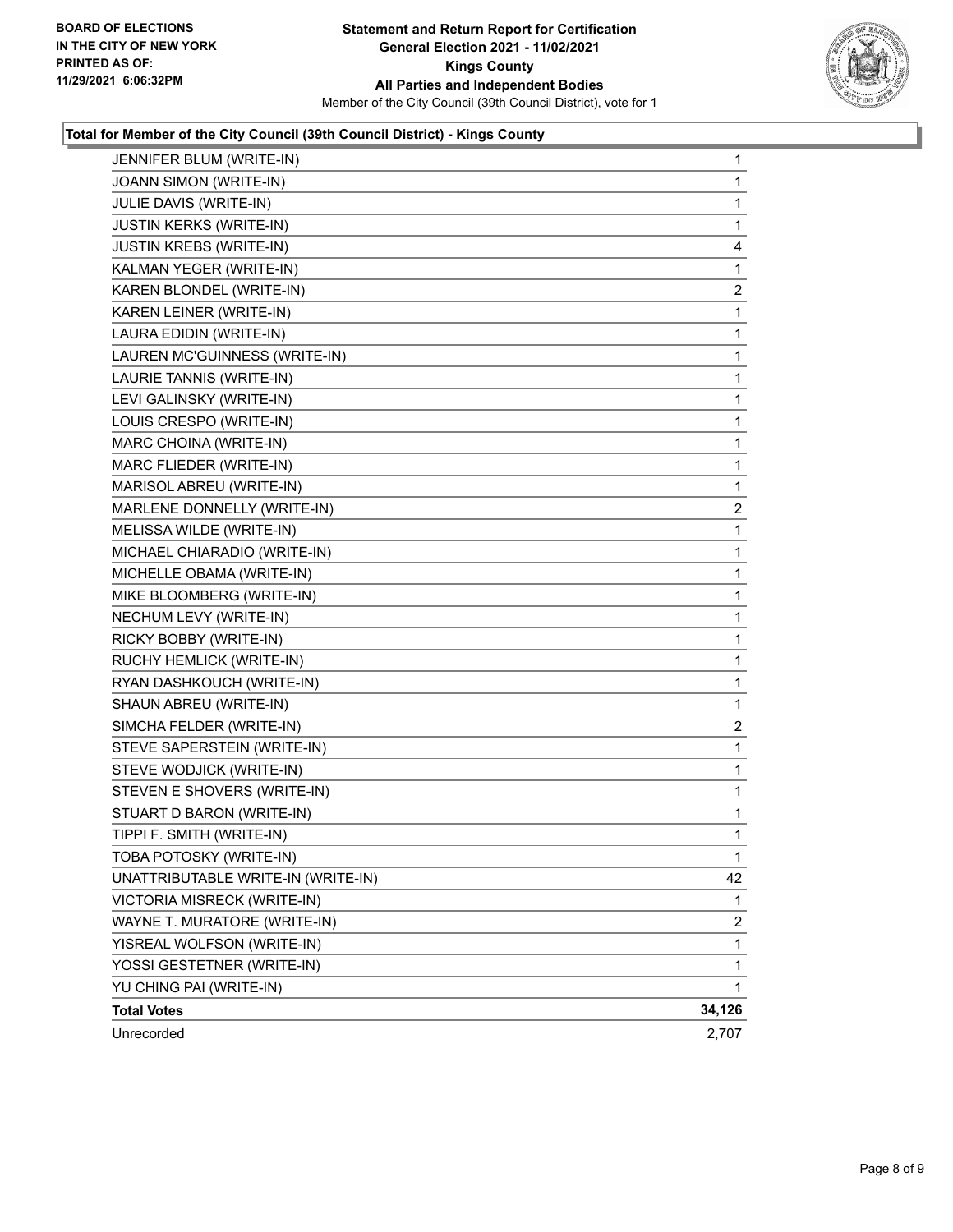BOARD OF ELECTIONS
IN THE CITY OF NEW YORK
PRINTED AS OF:
11/29/2021 6:06:32PM

**Statement and Return Report for Certification**
**General Election 2021 - 11/02/2021**
**Kings County**
**All Parties and Independent Bodies**
Member of the City Council (39th Council District), vote for 1

### Total for Member of the City Council (39th Council District) - Kings County

| | |
|---|---|
| JENNIFER BLUM (WRITE-IN) | 1 |
| JOANN SIMON (WRITE-IN) | 1 |
| JULIE DAVIS (WRITE-IN) | 1 |
| JUSTIN KERKS (WRITE-IN) | 1 |
| JUSTIN KREBS (WRITE-IN) | 4 |
| KALMAN YEGER (WRITE-IN) | 1 |
| KAREN BLONDEL (WRITE-IN) | 2 |
| KAREN LEINER (WRITE-IN) | 1 |
| LAURA EDIDIN (WRITE-IN) | 1 |
| LAUREN MC'GUINNESS (WRITE-IN) | 1 |
| LAURIE TANNIS (WRITE-IN) | 1 |
| LEVI GALINSKY (WRITE-IN) | 1 |
| LOUIS CRESPO (WRITE-IN) | 1 |
| MARC CHOINA (WRITE-IN) | 1 |
| MARC FLIEDER (WRITE-IN) | 1 |
| MARISOL ABREU (WRITE-IN) | 1 |
| MARLENE DONNELLY (WRITE-IN) | 2 |
| MELISSA WILDE (WRITE-IN) | 1 |
| MICHAEL CHIARADIO (WRITE-IN) | 1 |
| MICHELLE OBAMA (WRITE-IN) | 1 |
| MIKE BLOOMBERG (WRITE-IN) | 1 |
| NECHUM LEVY (WRITE-IN) | 1 |
| RICKY BOBBY (WRITE-IN) | 1 |
| RUCHY HEMLICK (WRITE-IN) | 1 |
| RYAN DASHKOUCH (WRITE-IN) | 1 |
| SHAUN ABREU (WRITE-IN) | 1 |
| SIMCHA FELDER (WRITE-IN) | 2 |
| STEVE SAPERSTEIN (WRITE-IN) | 1 |
| STEVE WODJICK (WRITE-IN) | 1 |
| STEVEN E SHOVERS (WRITE-IN) | 1 |
| STUART D BARON (WRITE-IN) | 1 |
| TIPPI F. SMITH (WRITE-IN) | 1 |
| TOBA POTOSKY (WRITE-IN) | 1 |
| UNATTRIBUTABLE WRITE-IN (WRITE-IN) | 42 |
| VICTORIA MISRECK (WRITE-IN) | 1 |
| WAYNE T. MURATORE (WRITE-IN) | 2 |
| YISREAL WOLFSON (WRITE-IN) | 1 |
| YOSSI GESTETNER (WRITE-IN) | 1 |
| YU CHING PAI (WRITE-IN) | 1 |
| **Total Votes** | **34,126** |
| Unrecorded | 2,707 |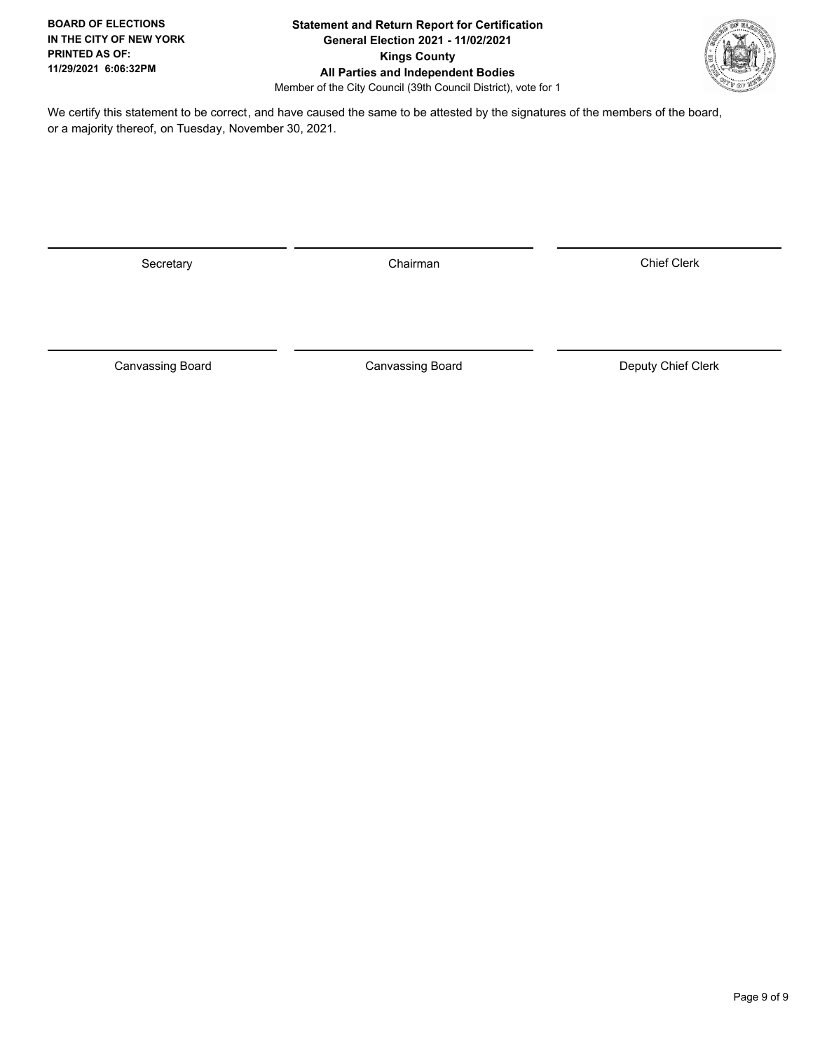We certify this statement to be correct, and have caused the same to be attested by the signatures of the members of the board, or a majority thereof, on Tuesday, November 30, 2021.

| | | |
|---|---|---|
| Secretary | Chairman | Chief Clerk |
| Canvassing Board | Canvassing Board | Deputy Chief Clerk |